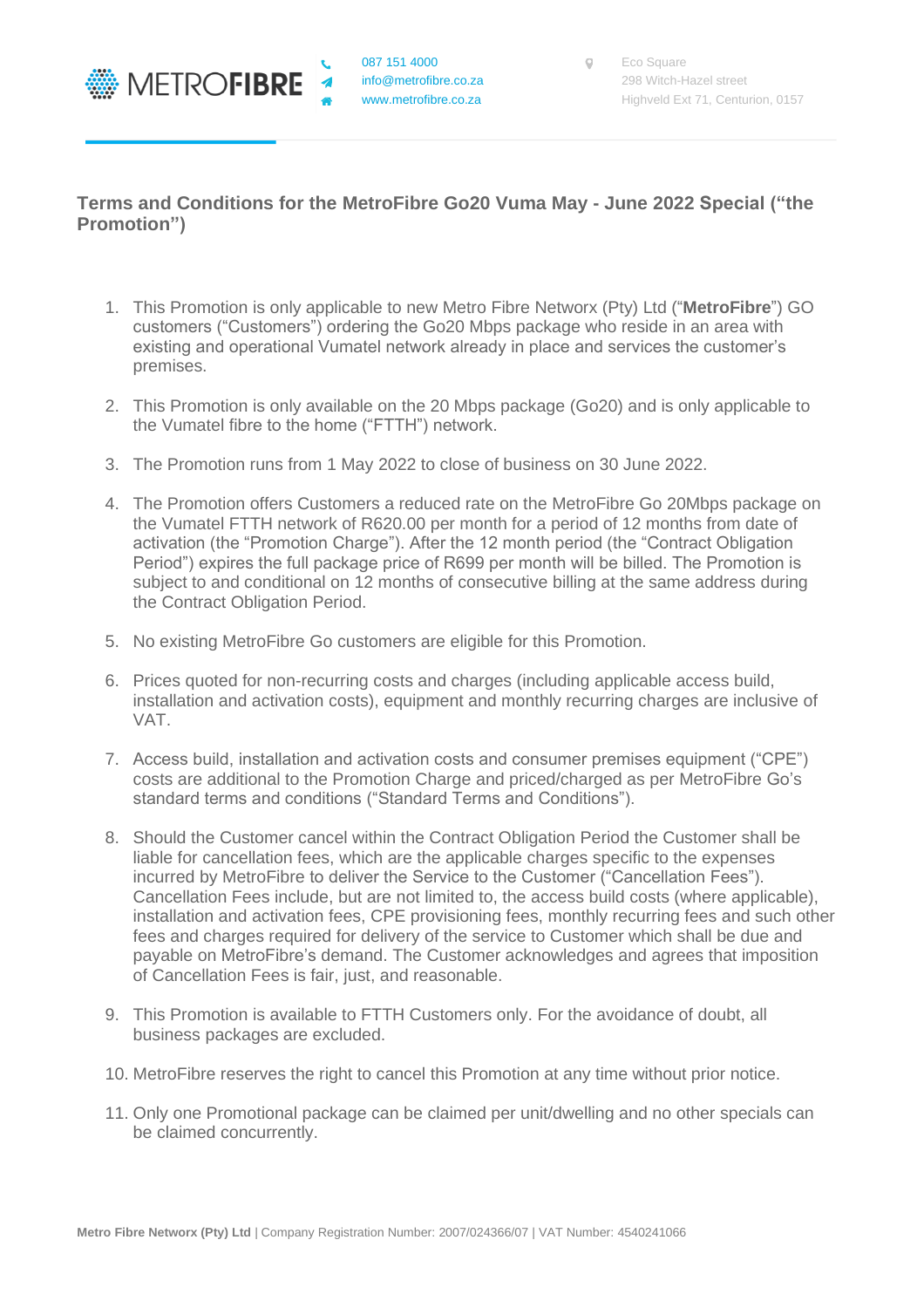METROFIBRE

087 151 4000
info@metrofibre.co.za
www.metrofibre.co.za

Eco Square
298 Witch-Hazel street
Highveld Ext 71, Centurion, 0157

## Terms and Conditions for the MetroFibre Go20 Vuma May - June 2022 Special ("the Promotion")

1. This Promotion is only applicable to new Metro Fibre Networx (Pty) Ltd ("**MetroFibre**") GO customers ("Customers") ordering the Go20 Mbps package who reside in an area with existing and operational Vumatel network already in place and services the customer's premises.

2. This Promotion is only available on the 20 Mbps package (Go20) and is only applicable to the Vumatel fibre to the home ("FTTH") network.

3. The Promotion runs from 1 May 2022 to close of business on 30 June 2022.

4. The Promotion offers Customers a reduced rate on the MetroFibre Go 20Mbps package on the Vumatel FTTH network of R620.00 per month for a period of 12 months from date of activation (the "Promotion Charge"). After the 12 month period (the "Contract Obligation Period") expires the full package price of R699 per month will be billed. The Promotion is subject to and conditional on 12 months of consecutive billing at the same address during the Contract Obligation Period.

5. No existing MetroFibre Go customers are eligible for this Promotion.

6. Prices quoted for non-recurring costs and charges (including applicable access build, installation and activation costs), equipment and monthly recurring charges are inclusive of VAT.

7. Access build, installation and activation costs and consumer premises equipment ("CPE") costs are additional to the Promotion Charge and priced/charged as per MetroFibre Go's standard terms and conditions ("Standard Terms and Conditions").

8. Should the Customer cancel within the Contract Obligation Period the Customer shall be liable for cancellation fees, which are the applicable charges specific to the expenses incurred by MetroFibre to deliver the Service to the Customer ("Cancellation Fees"). Cancellation Fees include, but are not limited to, the access build costs (where applicable), installation and activation fees, CPE provisioning fees, monthly recurring fees and such other fees and charges required for delivery of the service to Customer which shall be due and payable on MetroFibre's demand. The Customer acknowledges and agrees that imposition of Cancellation Fees is fair, just, and reasonable.

9. This Promotion is available to FTTH Customers only. For the avoidance of doubt, all business packages are excluded.

10. MetroFibre reserves the right to cancel this Promotion at any time without prior notice.

11. Only one Promotional package can be claimed per unit/dwelling and no other specials can be claimed concurrently.

**Metro Fibre Networx (Pty) Ltd** | Company Registration Number: 2007/024366/07 | VAT Number: 4540241066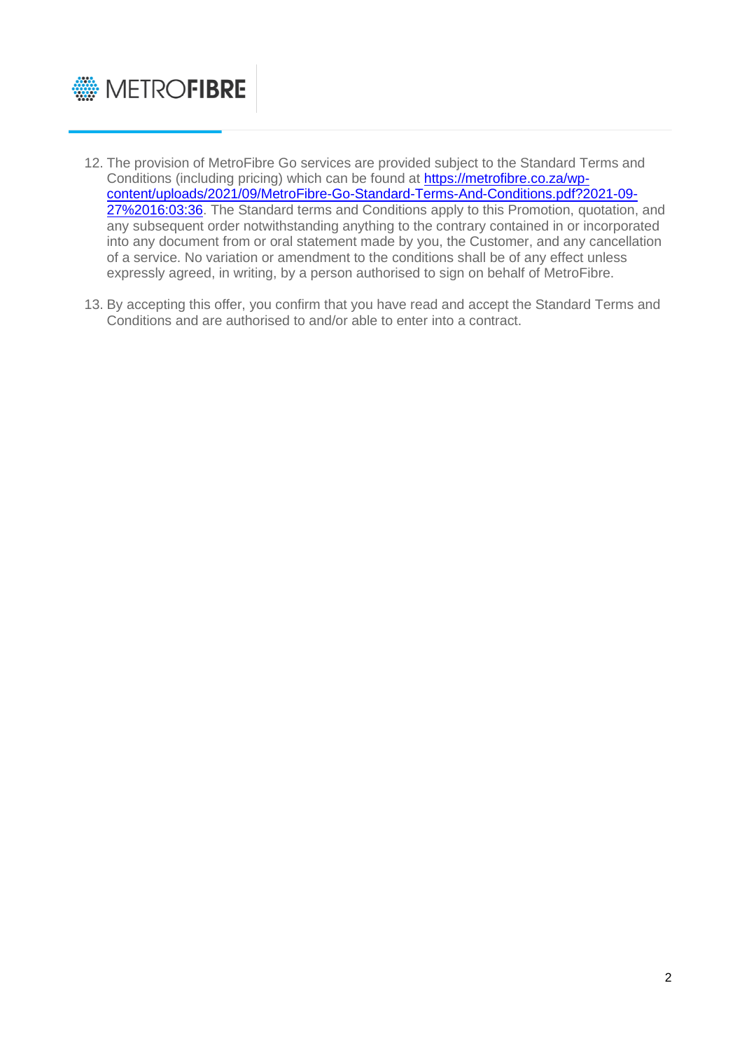12. The provision of MetroFibre Go services are provided subject to the Standard Terms and Conditions (including pricing) which can be found at [https://metrofibre.co.za/wp-content/uploads/2021/09/MetroFibre-Go-Standard-Terms-And-Conditions.pdf?2021-09-27%2016:03:36](https://metrofibre.co.za/wp-content/uploads/2021/09/MetroFibre-Go-Standard-Terms-And-Conditions.pdf?2021-09-27%2016:03:36). The Standard terms and Conditions apply to this Promotion, quotation, and any subsequent order notwithstanding anything to the contrary contained in or incorporated into any document from or oral statement made by you, the Customer, and any cancellation of a service. No variation or amendment to the conditions shall be of any effect unless expressly agreed, in writing, by a person authorised to sign on behalf of MetroFibre.

13. By accepting this offer, you confirm that you have read and accept the Standard Terms and Conditions and are authorised to and/or able to enter into a contract.